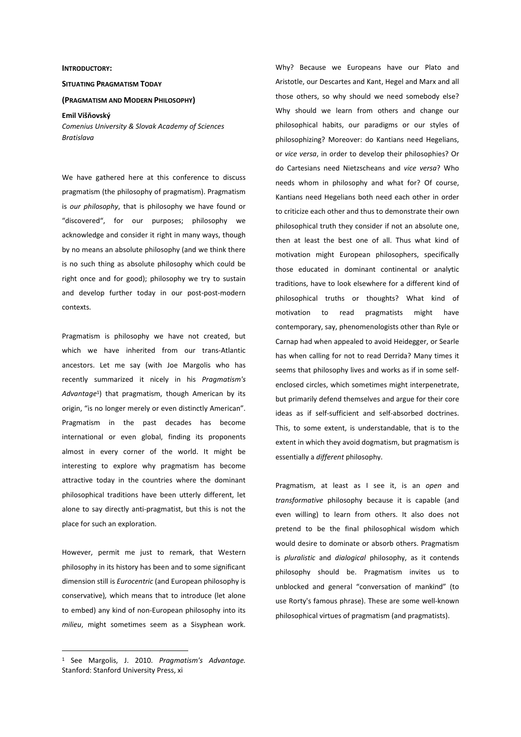**INTRODUCTORY:**

**SITUATING PRAGMATISM TODAY**

**(PRAGMATISM AND MODERN PHILOSOPHY)**

**Emil Višňovský**

*Comenius University & Slovak Academy of Sciences Bratislava*

We have gathered here at this conference to discuss pragmatism (the philosophy of pragmatism). Pragmatism is *our philosophy*, that is philosophy we have found or "discovered", for our purposes; philosophy we acknowledge and consider it right in many ways, though by no means an absolute philosophy (and we think there is no such thing as absolute philosophy which could be right once and for good); philosophy we try to sustain and develop further today in our post-post-modern contexts.

Pragmatism is philosophy we have not created, but which we have inherited from our trans-Atlantic ancestors. Let me say (with Joe Margolis who has recently summarized it nicely in his *Pragmatism's Advantage*[1]) that pragmatism, though American by its origin, "is no longer merely or even distinctly American". Pragmatism in the past decades has become international or even global, finding its proponents almost in every corner of the world. It might be interesting to explore why pragmatism has become attractive today in the countries where the dominant philosophical traditions have been utterly different, let alone to say directly anti-pragmatist, but this is not the place for such an exploration.

However, permit me just to remark, that Western philosophy in its history has been and to some significant dimension still is *Eurocentric* (and European philosophy is conservative)*,* which means that to introduce (let alone to embed) any kind of non-European philosophy into its *milieu*, might sometimes seem as a Sisyphean work. Why? Because we Europeans have our Plato and Aristotle, our Descartes and Kant, Hegel and Marx and all those others, so why should we need somebody else? Why should we learn from others and change our philosophical habits, our paradigms or our styles of philosophizing? Moreover: do Kantians need Hegelians, or *vice versa*, in order to develop their philosophies? Or do Cartesians need Nietzscheans and *vice versa*? Who needs whom in philosophy and what for? Of course, Kantians need Hegelians both need each other in order to criticize each other and thus to demonstrate their own philosophical truth they consider if not an absolute one, then at least the best one of all. Thus what kind of motivation might European philosophers, specifically those educated in dominant continental or analytic traditions, have to look elsewhere for a different kind of philosophical truths or thoughts? What kind of motivation to read pragmatists might have contemporary, say, phenomenologists other than Ryle or Carnap had when appealed to avoid Heidegger, or Searle has when calling for not to read Derrida? Many times it seems that philosophy lives and works as if in some self-enclosed circles, which sometimes might interpenetrate, but primarily defend themselves and argue for their core ideas as if self-sufficient and self-absorbed doctrines. This, to some extent, is understandable, that is to the extent in which they avoid dogmatism, but pragmatism is essentially a *different* philosophy.

Pragmatism, at least as I see it, is an *open* and *transformative* philosophy because it is capable (and even willing) to learn from others. It also does not pretend to be the final philosophical wisdom which would desire to dominate or absorb others. Pragmatism is *pluralistic* and *dialogical* philosophy, as it contends philosophy should be. Pragmatism invites us to unblocked and general "conversation of mankind" (to use Rorty's famous phrase). These are some well-known philosophical virtues of pragmatism (and pragmatists).

---

[1] See Margolis, J. 2010. *Pragmatism's Advantage.* Stanford: Stanford University Press, xi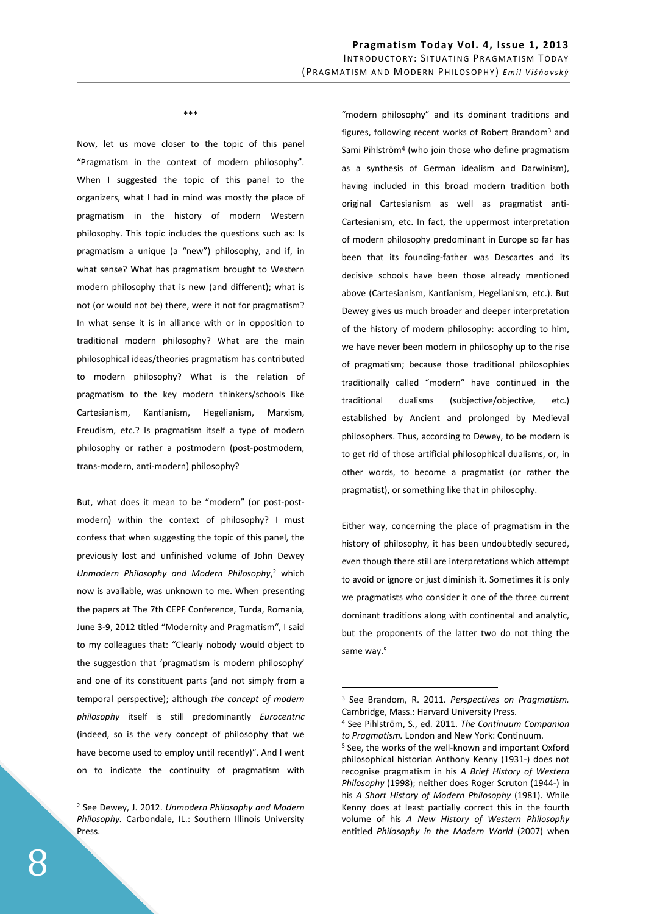\*\*\*

Now, let us move closer to the topic of this panel "Pragmatism in the context of modern philosophy". When I suggested the topic of this panel to the organizers, what I had in mind was mostly the place of pragmatism in the history of modern Western philosophy. This topic includes the questions such as: Is pragmatism a unique (a "new") philosophy, and if, in what sense? What has pragmatism brought to Western modern philosophy that is new (and different); what is not (or would not be) there, were it not for pragmatism? In what sense it is in alliance with or in opposition to traditional modern philosophy? What are the main philosophical ideas/theories pragmatism has contributed to modern philosophy? What is the relation of pragmatism to the key modern thinkers/schools like Cartesianism, Kantianism, Hegelianism, Marxism, Freudism, etc.? Is pragmatism itself a type of modern philosophy or rather a postmodern (post-postmodern, trans-modern, anti-modern) philosophy?

But, what does it mean to be "modern" (or post-post-modern) within the context of philosophy? I must confess that when suggesting the topic of this panel, the previously lost and unfinished volume of John Dewey *Unmodern Philosophy and Modern Philosophy*,[2] which now is available, was unknown to me. When presenting the papers at The 7th CEPF Conference, Turda, Romania, June 3-9, 2012 titled "Modernity and Pragmatism", I said to my colleagues that: "Clearly nobody would object to the suggestion that 'pragmatism is modern philosophy' and one of its constituent parts (and not simply from a temporal perspective); although *the concept of modern philosophy* itself is still predominantly *Eurocentric* (indeed, so is the very concept of philosophy that we have become used to employ until recently)". And I went on to indicate the continuity of pragmatism with "modern philosophy" and its dominant traditions and figures, following recent works of Robert Brandom[3] and Sami Pihlström[4] (who join those who define pragmatism as a synthesis of German idealism and Darwinism), having included in this broad modern tradition both original Cartesianism as well as pragmatist anti-Cartesianism, etc. In fact, the uppermost interpretation of modern philosophy predominant in Europe so far has been that its founding-father was Descartes and its decisive schools have been those already mentioned above (Cartesianism, Kantianism, Hegelianism, etc.). But Dewey gives us much broader and deeper interpretation of the history of modern philosophy: according to him, we have never been modern in philosophy up to the rise of pragmatism; because those traditional philosophies traditionally called "modern" have continued in the traditional dualisms (subjective/objective, etc.) established by Ancient and prolonged by Medieval philosophers. Thus, according to Dewey, to be modern is to get rid of those artificial philosophical dualisms, or, in other words, to become a pragmatist (or rather the pragmatist), or something like that in philosophy.

Either way, concerning the place of pragmatism in the history of philosophy, it has been undoubtedly secured, even though there still are interpretations which attempt to avoid or ignore or just diminish it. Sometimes it is only we pragmatists who consider it one of the three current dominant traditions along with continental and analytic, but the proponents of the latter two do not thing the same way.[5]

---

[2] See Dewey, J. 2012. *Unmodern Philosophy and Modern Philosophy.* Carbondale, IL.: Southern Illinois University Press.

[3] See Brandom, R. 2011. *Perspectives on Pragmatism.* Cambridge, Mass.: Harvard University Press.

[4] See Pihlström, S., ed. 2011. *The Continuum Companion to Pragmatism.* London and New York: Continuum.

[5] See, the works of the well-known and important Oxford philosophical historian Anthony Kenny (1931-) does not recognise pragmatism in his *A Brief History of Western Philosophy* (1998); neither does Roger Scruton (1944-) in his *A Short History of Modern Philosophy* (1981). While Kenny does at least partially correct this in the fourth volume of his *A New History of Western Philosophy* entitled *Philosophy in the Modern World* (2007) when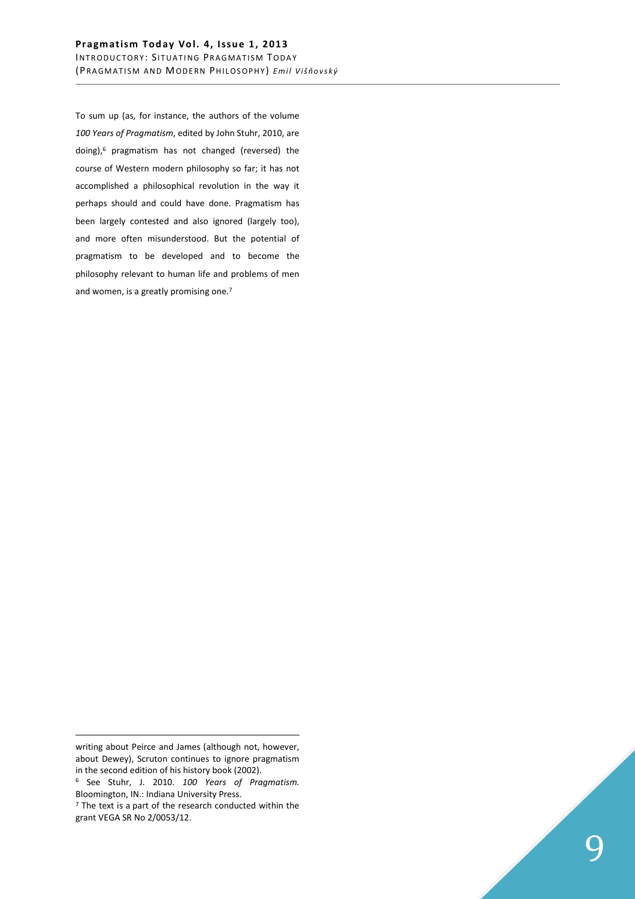To sum up (as, for instance, the authors of the volume *100 Years of Pragmatism*, edited by John Stuhr, 2010, are doing),[6] pragmatism has not changed (reversed) the course of Western modern philosophy so far; it has not accomplished a philosophical revolution in the way it perhaps should and could have done. Pragmatism has been largely contested and also ignored (largely too), and more often misunderstood. But the potential of pragmatism to be developed and to become the philosophy relevant to human life and problems of men and women, is a greatly promising one.[7]

---

writing about Peirce and James (although not, however, about Dewey), Scruton continues to ignore pragmatism in the second edition of his history book (2002).

[6] See Stuhr, J. 2010. *100 Years of Pragmatism.* Bloomington, IN.: Indiana University Press.

[7] The text is a part of the research conducted within the grant VEGA SR No 2/0053/12.